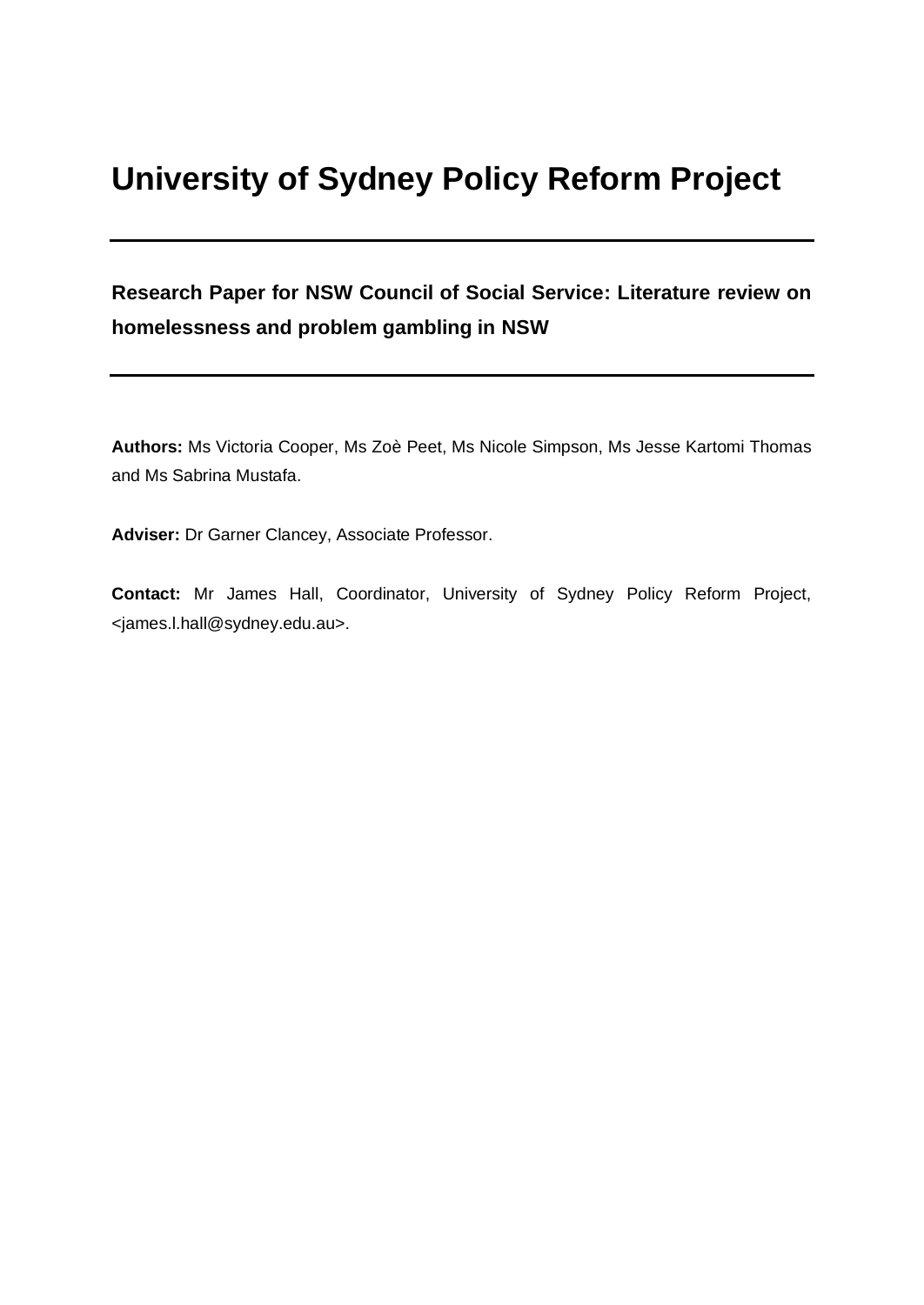# University of Sydney Policy Reform Project

---

**Research Paper for NSW Council of Social Service: Literature review on homelessness and problem gambling in NSW**

---

**Authors:** Ms Victoria Cooper, Ms Zoè Peet, Ms Nicole Simpson, Ms Jesse Kartomi Thomas and Ms Sabrina Mustafa.

**Adviser:** Dr Garner Clancey, Associate Professor.

**Contact:** Mr James Hall, Coordinator, University of Sydney Policy Reform Project, <james.l.hall@sydney.edu.au>.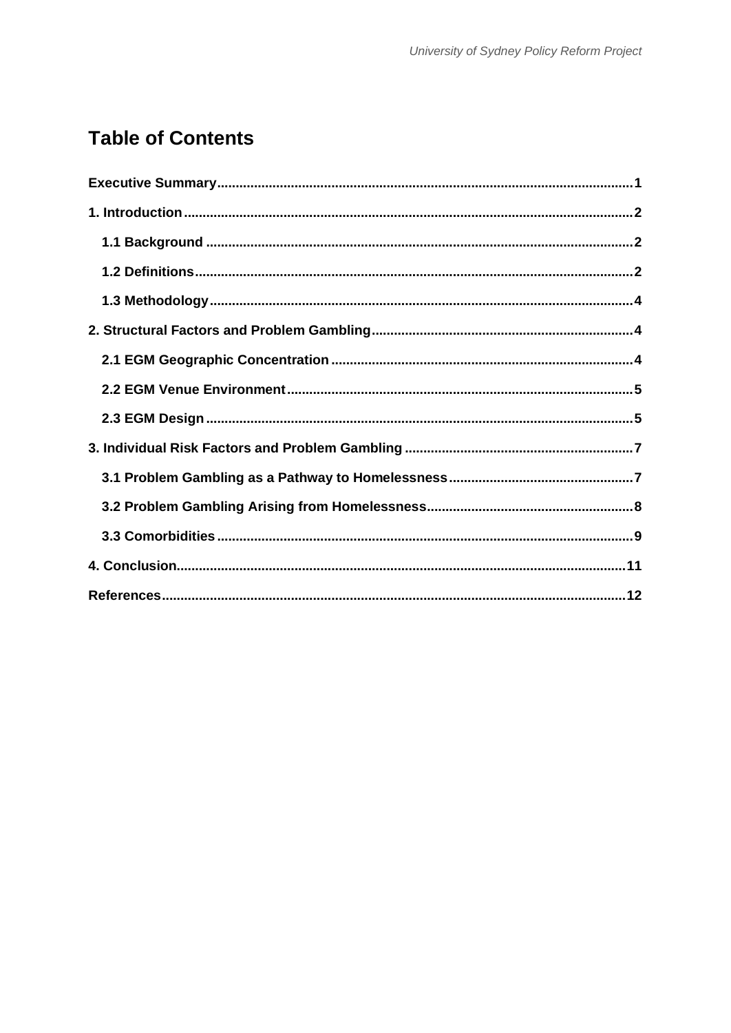# Table of Contents

- Executive Summary ..... 1
- 1. Introduction ..... 2
  - 1.1 Background ..... 2
  - 1.2 Definitions ..... 2
  - 1.3 Methodology ..... 4
- 2. Structural Factors and Problem Gambling ..... 4
  - 2.1 EGM Geographic Concentration ..... 4
  - 2.2 EGM Venue Environment ..... 5
  - 2.3 EGM Design ..... 5
- 3. Individual Risk Factors and Problem Gambling ..... 7
  - 3.1 Problem Gambling as a Pathway to Homelessness ..... 7
  - 3.2 Problem Gambling Arising from Homelessness ..... 8
  - 3.3 Comorbidities ..... 9
- 4. Conclusion ..... 11
- References ..... 12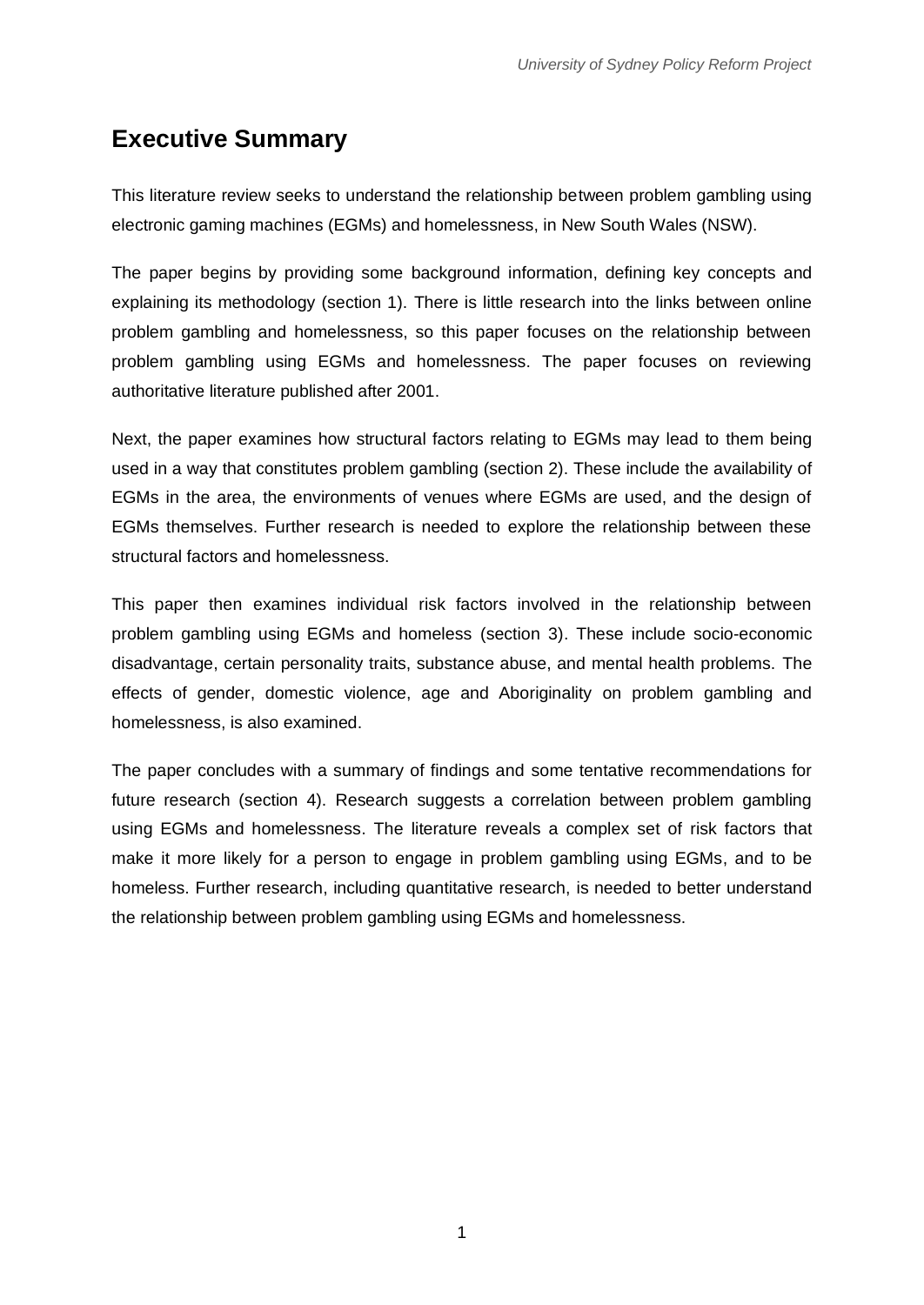## Executive Summary

This literature review seeks to understand the relationship between problem gambling using electronic gaming machines (EGMs) and homelessness, in New South Wales (NSW).

The paper begins by providing some background information, defining key concepts and explaining its methodology (section 1). There is little research into the links between online problem gambling and homelessness, so this paper focuses on the relationship between problem gambling using EGMs and homelessness. The paper focuses on reviewing authoritative literature published after 2001.

Next, the paper examines how structural factors relating to EGMs may lead to them being used in a way that constitutes problem gambling (section 2). These include the availability of EGMs in the area, the environments of venues where EGMs are used, and the design of EGMs themselves. Further research is needed to explore the relationship between these structural factors and homelessness.

This paper then examines individual risk factors involved in the relationship between problem gambling using EGMs and homeless (section 3). These include socio-economic disadvantage, certain personality traits, substance abuse, and mental health problems. The effects of gender, domestic violence, age and Aboriginality on problem gambling and homelessness, is also examined.

The paper concludes with a summary of findings and some tentative recommendations for future research (section 4). Research suggests a correlation between problem gambling using EGMs and homelessness. The literature reveals a complex set of risk factors that make it more likely for a person to engage in problem gambling using EGMs, and to be homeless. Further research, including quantitative research, is needed to better understand the relationship between problem gambling using EGMs and homelessness.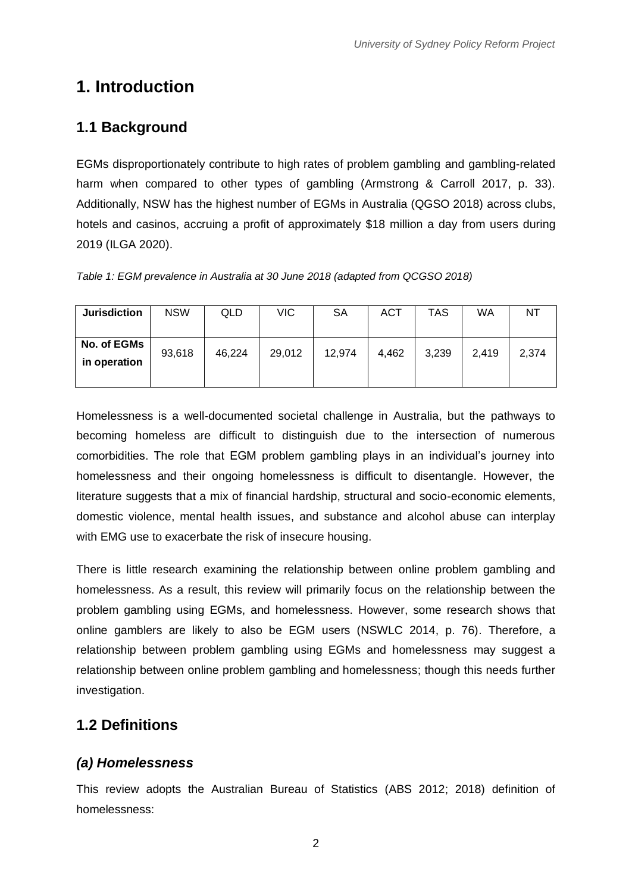# 1. Introduction

## 1.1 Background

EGMs disproportionately contribute to high rates of problem gambling and gambling-related harm when compared to other types of gambling (Armstrong & Carroll 2017, p. 33). Additionally, NSW has the highest number of EGMs in Australia (QGSO 2018) across clubs, hotels and casinos, accruing a profit of approximately $18 million a day from users during 2019 (ILGA 2020).

*Table 1: EGM prevalence in Australia at 30 June 2018 (adapted from QCGSO 2018)*

| **Jurisdiction** | NSW | QLD | VIC | SA | ACT | TAS | WA | NT |
|---|---|---|---|---|---|---|---|---|
| **No. of EGMs in operation** | 93,618 | 46,224 | 29,012 | 12,974 | 4,462 | 3,239 | 2,419 | 2,374 |

Homelessness is a well-documented societal challenge in Australia, but the pathways to becoming homeless are difficult to distinguish due to the intersection of numerous comorbidities. The role that EGM problem gambling plays in an individual's journey into homelessness and their ongoing homelessness is difficult to disentangle. However, the literature suggests that a mix of financial hardship, structural and socio-economic elements, domestic violence, mental health issues, and substance and alcohol abuse can interplay with EMG use to exacerbate the risk of insecure housing.

There is little research examining the relationship between online problem gambling and homelessness. As a result, this review will primarily focus on the relationship between the problem gambling using EGMs, and homelessness. However, some research shows that online gamblers are likely to also be EGM users (NSWLC 2014, p. 76). Therefore, a relationship between problem gambling using EGMs and homelessness may suggest a relationship between online problem gambling and homelessness; though this needs further investigation.

## 1.2 Definitions

### *(a) Homelessness*

This review adopts the Australian Bureau of Statistics (ABS 2012; 2018) definition of homelessness: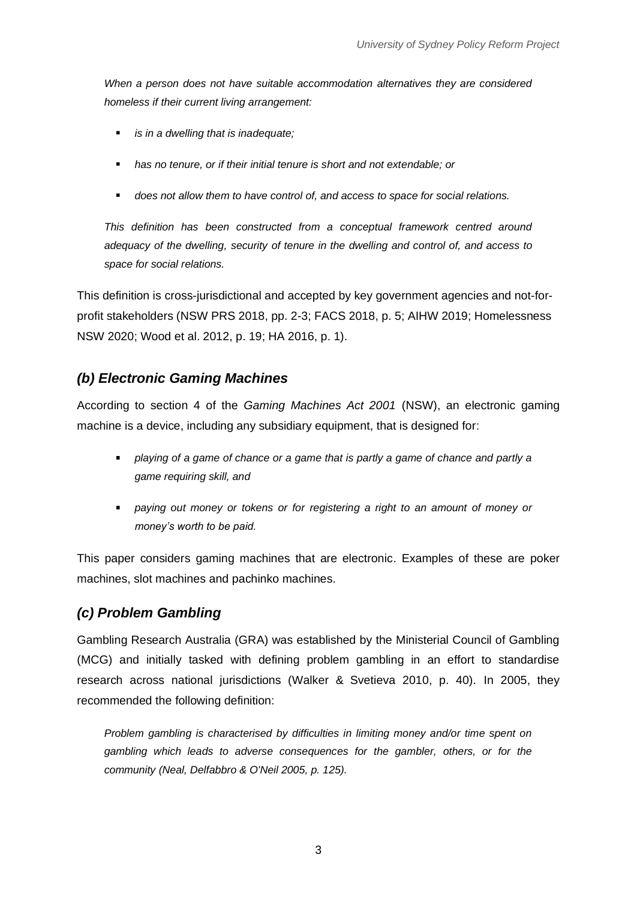*When a person does not have suitable accommodation alternatives they are considered homeless if their current living arrangement:*

- *is in a dwelling that is inadequate;*
- *has no tenure, or if their initial tenure is short and not extendable; or*
- *does not allow them to have control of, and access to space for social relations.*

*This definition has been constructed from a conceptual framework centred around adequacy of the dwelling, security of tenure in the dwelling and control of, and access to space for social relations.*

This definition is cross-jurisdictional and accepted by key government agencies and not-for-profit stakeholders (NSW PRS 2018, pp. 2-3; FACS 2018, p. 5; AIHW 2019; Homelessness NSW 2020; Wood et al. 2012, p. 19; HA 2016, p. 1).

## *(b) Electronic Gaming Machines*

According to section 4 of the *Gaming Machines Act 2001* (NSW), an electronic gaming machine is a device, including any subsidiary equipment, that is designed for:

- *playing of a game of chance or a game that is partly a game of chance and partly a game requiring skill, and*
- *paying out money or tokens or for registering a right to an amount of money or money's worth to be paid.*

This paper considers gaming machines that are electronic. Examples of these are poker machines, slot machines and pachinko machines.

## *(c) Problem Gambling*

Gambling Research Australia (GRA) was established by the Ministerial Council of Gambling (MCG) and initially tasked with defining problem gambling in an effort to standardise research across national jurisdictions (Walker & Svetieva 2010, p. 40). In 2005, they recommended the following definition:

*Problem gambling is characterised by difficulties in limiting money and/or time spent on gambling which leads to adverse consequences for the gambler, others, or for the community (Neal, Delfabbro & O'Neil 2005, p. 125).*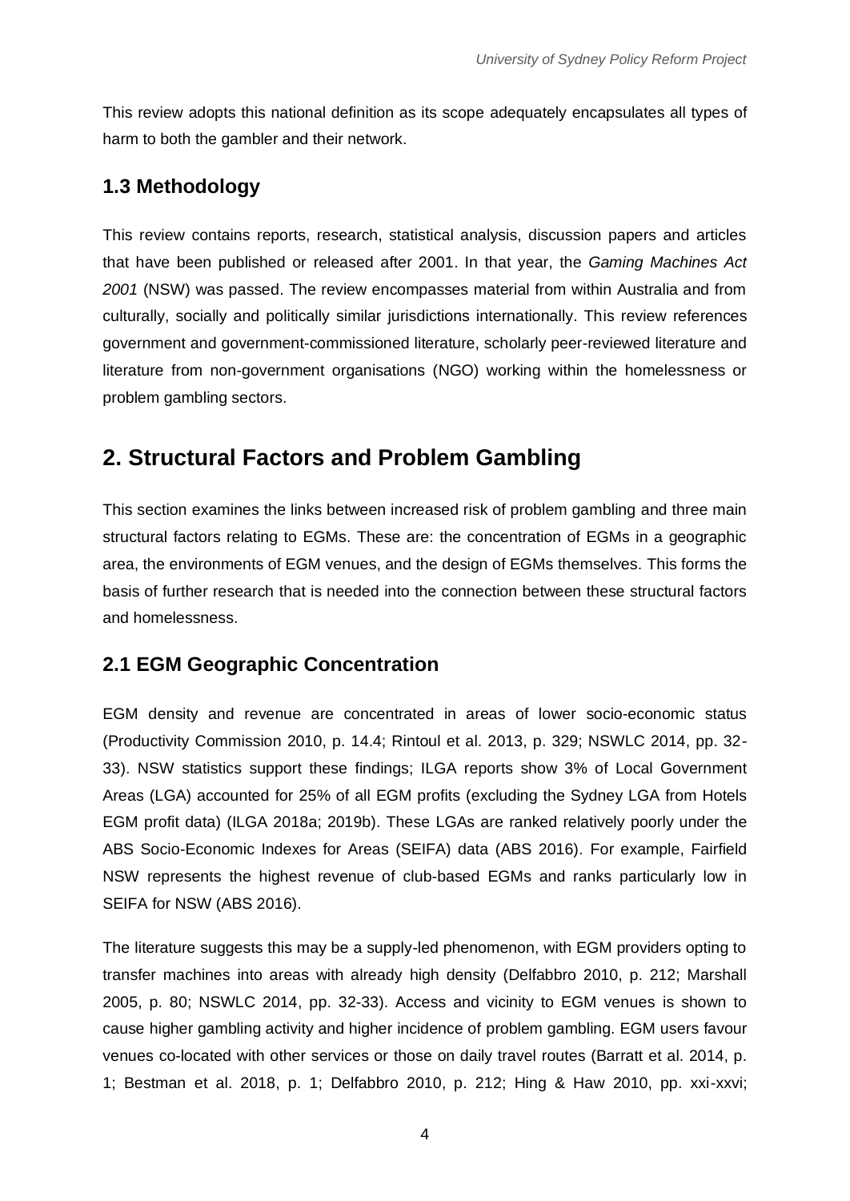This review adopts this national definition as its scope adequately encapsulates all types of harm to both the gambler and their network.

## 1.3 Methodology

This review contains reports, research, statistical analysis, discussion papers and articles that have been published or released after 2001. In that year, the *Gaming Machines Act 2001* (NSW) was passed. The review encompasses material from within Australia and from culturally, socially and politically similar jurisdictions internationally. This review references government and government-commissioned literature, scholarly peer-reviewed literature and literature from non-government organisations (NGO) working within the homelessness or problem gambling sectors.

# 2. Structural Factors and Problem Gambling

This section examines the links between increased risk of problem gambling and three main structural factors relating to EGMs. These are: the concentration of EGMs in a geographic area, the environments of EGM venues, and the design of EGMs themselves. This forms the basis of further research that is needed into the connection between these structural factors and homelessness.

## 2.1 EGM Geographic Concentration

EGM density and revenue are concentrated in areas of lower socio-economic status (Productivity Commission 2010, p. 14.4; Rintoul et al. 2013, p. 329; NSWLC 2014, pp. 32-33). NSW statistics support these findings; ILGA reports show 3% of Local Government Areas (LGA) accounted for 25% of all EGM profits (excluding the Sydney LGA from Hotels EGM profit data) (ILGA 2018a; 2019b). These LGAs are ranked relatively poorly under the ABS Socio-Economic Indexes for Areas (SEIFA) data (ABS 2016). For example, Fairfield NSW represents the highest revenue of club-based EGMs and ranks particularly low in SEIFA for NSW (ABS 2016).

The literature suggests this may be a supply-led phenomenon, with EGM providers opting to transfer machines into areas with already high density (Delfabbro 2010, p. 212; Marshall 2005, p. 80; NSWLC 2014, pp. 32-33). Access and vicinity to EGM venues is shown to cause higher gambling activity and higher incidence of problem gambling. EGM users favour venues co-located with other services or those on daily travel routes (Barratt et al. 2014, p. 1; Bestman et al. 2018, p. 1; Delfabbro 2010, p. 212; Hing & Haw 2010, pp. xxi-xxvi;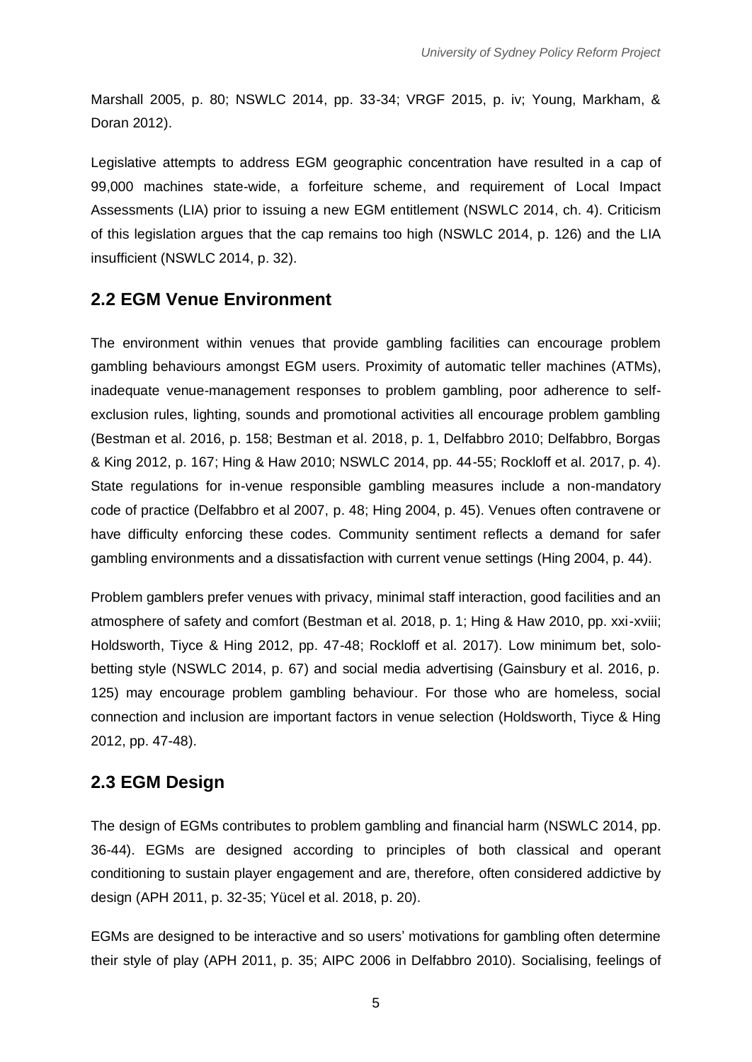Marshall 2005, p. 80; NSWLC 2014, pp. 33-34; VRGF 2015, p. iv; Young, Markham, & Doran 2012).

Legislative attempts to address EGM geographic concentration have resulted in a cap of 99,000 machines state-wide, a forfeiture scheme, and requirement of Local Impact Assessments (LIA) prior to issuing a new EGM entitlement (NSWLC 2014, ch. 4). Criticism of this legislation argues that the cap remains too high (NSWLC 2014, p. 126) and the LIA insufficient (NSWLC 2014, p. 32).

## 2.2 EGM Venue Environment

The environment within venues that provide gambling facilities can encourage problem gambling behaviours amongst EGM users. Proximity of automatic teller machines (ATMs), inadequate venue-management responses to problem gambling, poor adherence to self-exclusion rules, lighting, sounds and promotional activities all encourage problem gambling (Bestman et al. 2016, p. 158; Bestman et al. 2018, p. 1, Delfabbro 2010; Delfabbro, Borgas & King 2012, p. 167; Hing & Haw 2010; NSWLC 2014, pp. 44-55; Rockloff et al. 2017, p. 4). State regulations for in-venue responsible gambling measures include a non-mandatory code of practice (Delfabbro et al 2007, p. 48; Hing 2004, p. 45). Venues often contravene or have difficulty enforcing these codes. Community sentiment reflects a demand for safer gambling environments and a dissatisfaction with current venue settings (Hing 2004, p. 44).

Problem gamblers prefer venues with privacy, minimal staff interaction, good facilities and an atmosphere of safety and comfort (Bestman et al. 2018, p. 1; Hing & Haw 2010, pp. xxi-xviii; Holdsworth, Tiyce & Hing 2012, pp. 47-48; Rockloff et al. 2017). Low minimum bet, solo-betting style (NSWLC 2014, p. 67) and social media advertising (Gainsbury et al. 2016, p. 125) may encourage problem gambling behaviour. For those who are homeless, social connection and inclusion are important factors in venue selection (Holdsworth, Tiyce & Hing 2012, pp. 47-48).

## 2.3 EGM Design

The design of EGMs contributes to problem gambling and financial harm (NSWLC 2014, pp. 36-44). EGMs are designed according to principles of both classical and operant conditioning to sustain player engagement and are, therefore, often considered addictive by design (APH 2011, p. 32-35; Yücel et al. 2018, p. 20).

EGMs are designed to be interactive and so users' motivations for gambling often determine their style of play (APH 2011, p. 35; AIPC 2006 in Delfabbro 2010). Socialising, feelings of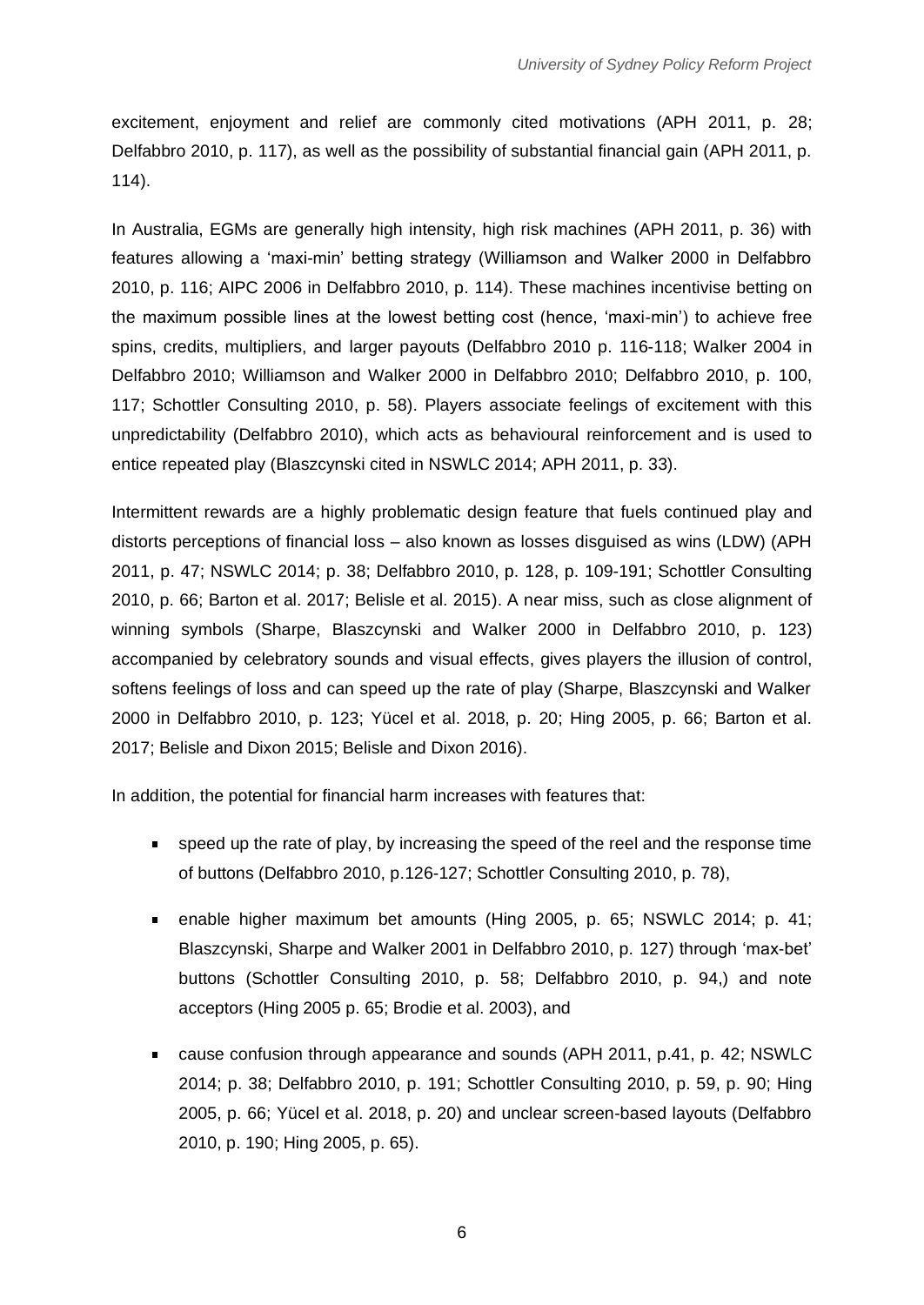excitement, enjoyment and relief are commonly cited motivations (APH 2011, p. 28; Delfabbro 2010, p. 117), as well as the possibility of substantial financial gain (APH 2011, p. 114).

In Australia, EGMs are generally high intensity, high risk machines (APH 2011, p. 36) with features allowing a 'maxi-min' betting strategy (Williamson and Walker 2000 in Delfabbro 2010, p. 116; AIPC 2006 in Delfabbro 2010, p. 114). These machines incentivise betting on the maximum possible lines at the lowest betting cost (hence, 'maxi-min') to achieve free spins, credits, multipliers, and larger payouts (Delfabbro 2010 p. 116-118; Walker 2004 in Delfabbro 2010; Williamson and Walker 2000 in Delfabbro 2010; Delfabbro 2010, p. 100, 117; Schottler Consulting 2010, p. 58). Players associate feelings of excitement with this unpredictability (Delfabbro 2010), which acts as behavioural reinforcement and is used to entice repeated play (Blaszcynski cited in NSWLC 2014; APH 2011, p. 33).

Intermittent rewards are a highly problematic design feature that fuels continued play and distorts perceptions of financial loss – also known as losses disguised as wins (LDW) (APH 2011, p. 47; NSWLC 2014; p. 38; Delfabbro 2010, p. 128, p. 109-191; Schottler Consulting 2010, p. 66; Barton et al. 2017; Belisle et al. 2015). A near miss, such as close alignment of winning symbols (Sharpe, Blaszcynski and Walker 2000 in Delfabbro 2010, p. 123) accompanied by celebratory sounds and visual effects, gives players the illusion of control, softens feelings of loss and can speed up the rate of play (Sharpe, Blaszcynski and Walker 2000 in Delfabbro 2010, p. 123; Yücel et al. 2018, p. 20; Hing 2005, p. 66; Barton et al. 2017; Belisle and Dixon 2015; Belisle and Dixon 2016).

In addition, the potential for financial harm increases with features that:

- speed up the rate of play, by increasing the speed of the reel and the response time of buttons (Delfabbro 2010, p.126-127; Schottler Consulting 2010, p. 78),
- enable higher maximum bet amounts (Hing 2005, p. 65; NSWLC 2014; p. 41; Blaszcynski, Sharpe and Walker 2001 in Delfabbro 2010, p. 127) through 'max-bet' buttons (Schottler Consulting 2010, p. 58; Delfabbro 2010, p. 94,) and note acceptors (Hing 2005 p. 65; Brodie et al. 2003), and
- cause confusion through appearance and sounds (APH 2011, p.41, p. 42; NSWLC 2014; p. 38; Delfabbro 2010, p. 191; Schottler Consulting 2010, p. 59, p. 90; Hing 2005, p. 66; Yücel et al. 2018, p. 20) and unclear screen-based layouts (Delfabbro 2010, p. 190; Hing 2005, p. 65).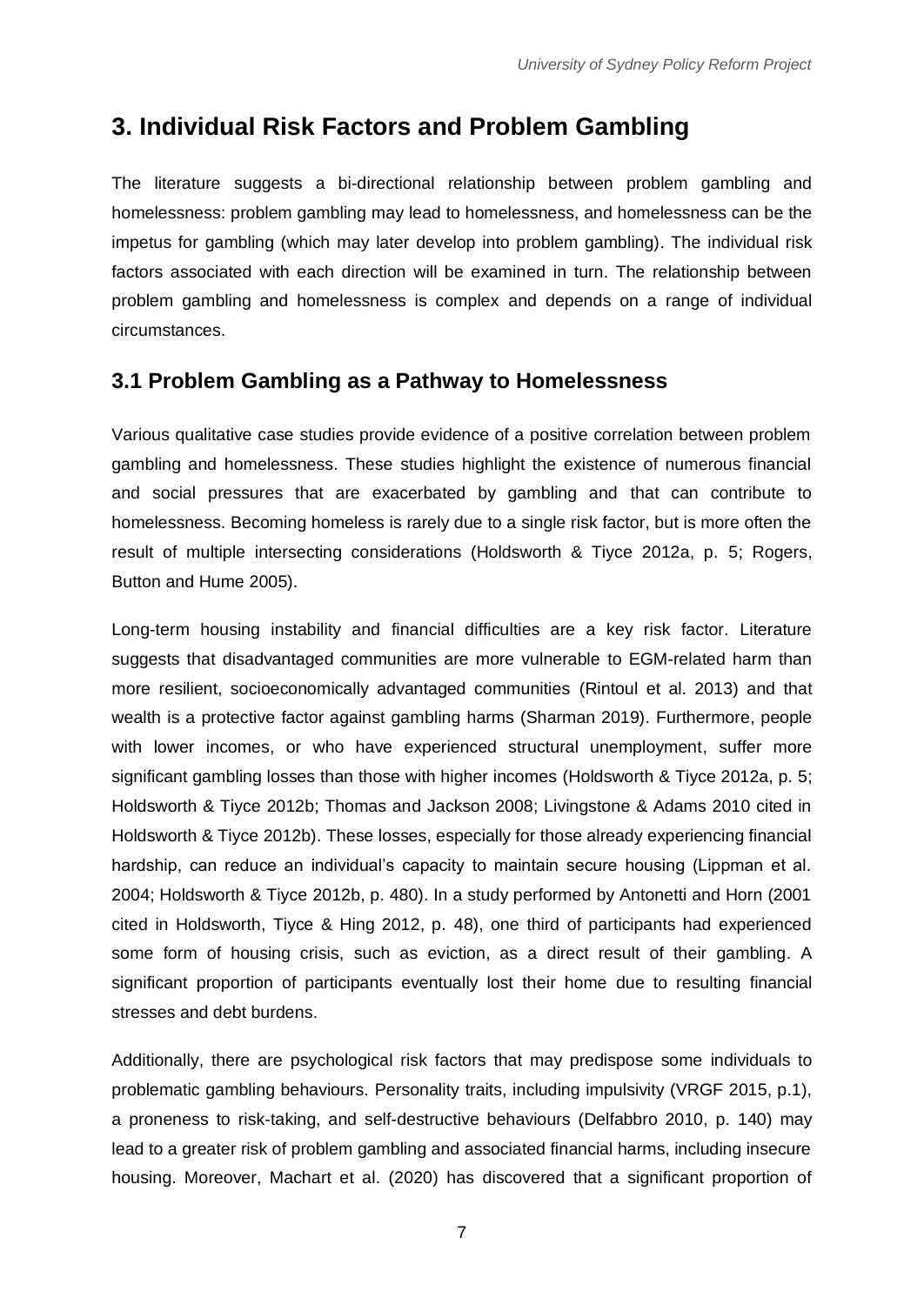## 3. Individual Risk Factors and Problem Gambling

The literature suggests a bi-directional relationship between problem gambling and homelessness: problem gambling may lead to homelessness, and homelessness can be the impetus for gambling (which may later develop into problem gambling). The individual risk factors associated with each direction will be examined in turn. The relationship between problem gambling and homelessness is complex and depends on a range of individual circumstances.

### 3.1 Problem Gambling as a Pathway to Homelessness

Various qualitative case studies provide evidence of a positive correlation between problem gambling and homelessness. These studies highlight the existence of numerous financial and social pressures that are exacerbated by gambling and that can contribute to homelessness. Becoming homeless is rarely due to a single risk factor, but is more often the result of multiple intersecting considerations (Holdsworth & Tiyce 2012a, p. 5; Rogers, Button and Hume 2005).

Long-term housing instability and financial difficulties are a key risk factor. Literature suggests that disadvantaged communities are more vulnerable to EGM-related harm than more resilient, socioeconomically advantaged communities (Rintoul et al. 2013) and that wealth is a protective factor against gambling harms (Sharman 2019). Furthermore, people with lower incomes, or who have experienced structural unemployment, suffer more significant gambling losses than those with higher incomes (Holdsworth & Tiyce 2012a, p. 5; Holdsworth & Tiyce 2012b; Thomas and Jackson 2008; Livingstone & Adams 2010 cited in Holdsworth & Tiyce 2012b). These losses, especially for those already experiencing financial hardship, can reduce an individual's capacity to maintain secure housing (Lippman et al. 2004; Holdsworth & Tiyce 2012b, p. 480). In a study performed by Antonetti and Horn (2001 cited in Holdsworth, Tiyce & Hing 2012, p. 48), one third of participants had experienced some form of housing crisis, such as eviction, as a direct result of their gambling. A significant proportion of participants eventually lost their home due to resulting financial stresses and debt burdens.

Additionally, there are psychological risk factors that may predispose some individuals to problematic gambling behaviours. Personality traits, including impulsivity (VRGF 2015, p.1), a proneness to risk-taking, and self-destructive behaviours (Delfabbro 2010, p. 140) may lead to a greater risk of problem gambling and associated financial harms, including insecure housing. Moreover, Machart et al. (2020) has discovered that a significant proportion of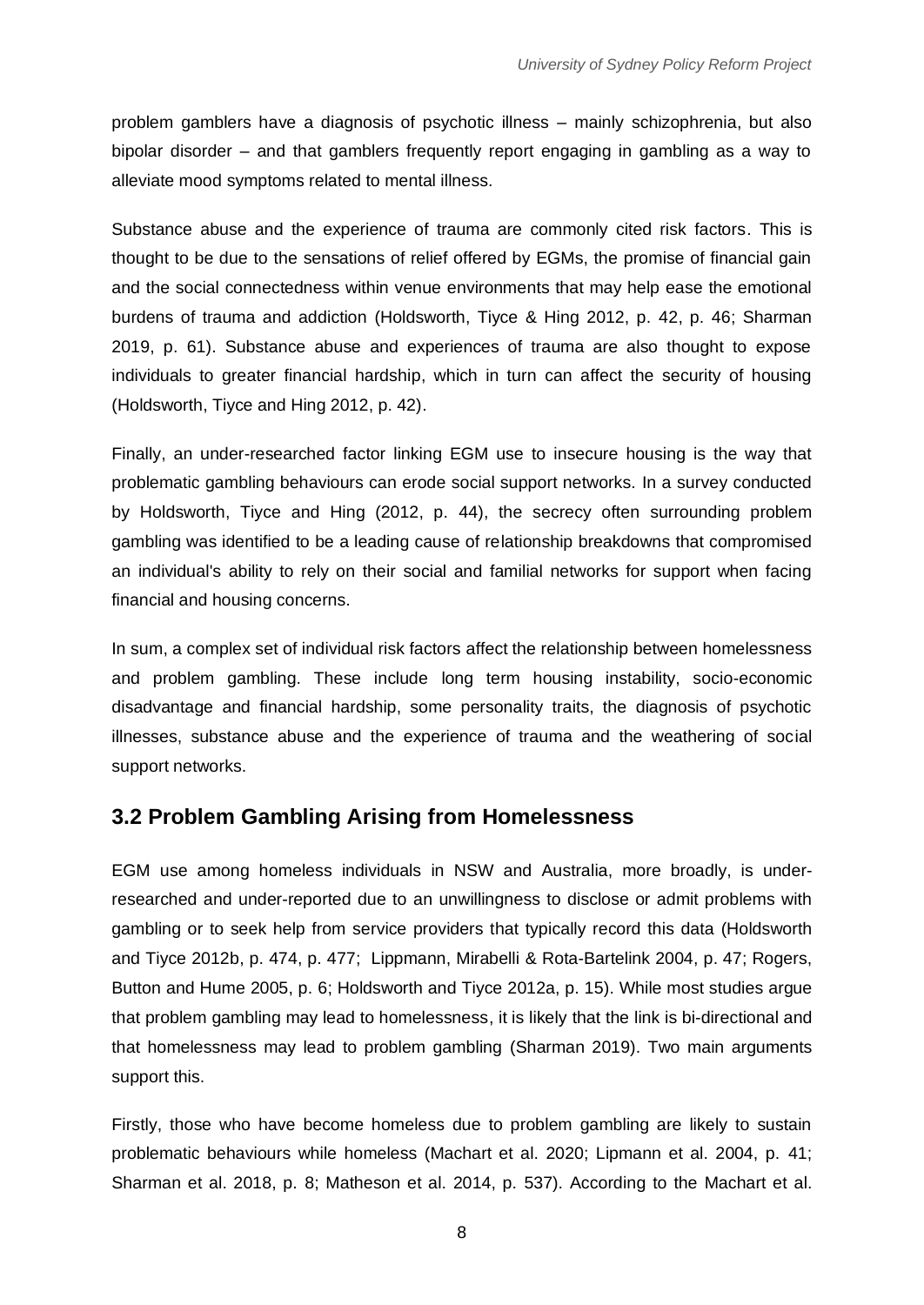problem gamblers have a diagnosis of psychotic illness – mainly schizophrenia, but also bipolar disorder – and that gamblers frequently report engaging in gambling as a way to alleviate mood symptoms related to mental illness.

Substance abuse and the experience of trauma are commonly cited risk factors. This is thought to be due to the sensations of relief offered by EGMs, the promise of financial gain and the social connectedness within venue environments that may help ease the emotional burdens of trauma and addiction (Holdsworth, Tiyce & Hing 2012, p. 42, p. 46; Sharman 2019, p. 61). Substance abuse and experiences of trauma are also thought to expose individuals to greater financial hardship, which in turn can affect the security of housing (Holdsworth, Tiyce and Hing 2012, p. 42).

Finally, an under-researched factor linking EGM use to insecure housing is the way that problematic gambling behaviours can erode social support networks. In a survey conducted by Holdsworth, Tiyce and Hing (2012, p. 44), the secrecy often surrounding problem gambling was identified to be a leading cause of relationship breakdowns that compromised an individual's ability to rely on their social and familial networks for support when facing financial and housing concerns.

In sum, a complex set of individual risk factors affect the relationship between homelessness and problem gambling. These include long term housing instability, socio-economic disadvantage and financial hardship, some personality traits, the diagnosis of psychotic illnesses, substance abuse and the experience of trauma and the weathering of social support networks.

## 3.2 Problem Gambling Arising from Homelessness

EGM use among homeless individuals in NSW and Australia, more broadly, is under-researched and under-reported due to an unwillingness to disclose or admit problems with gambling or to seek help from service providers that typically record this data (Holdsworth and Tiyce 2012b, p. 474, p. 477; Lippmann, Mirabelli & Rota-Bartelink 2004, p. 47; Rogers, Button and Hume 2005, p. 6; Holdsworth and Tiyce 2012a, p. 15). While most studies argue that problem gambling may lead to homelessness, it is likely that the link is bi-directional and that homelessness may lead to problem gambling (Sharman 2019). Two main arguments support this.

Firstly, those who have become homeless due to problem gambling are likely to sustain problematic behaviours while homeless (Machart et al. 2020; Lipmann et al. 2004, p. 41; Sharman et al. 2018, p. 8; Matheson et al. 2014, p. 537). According to the Machart et al.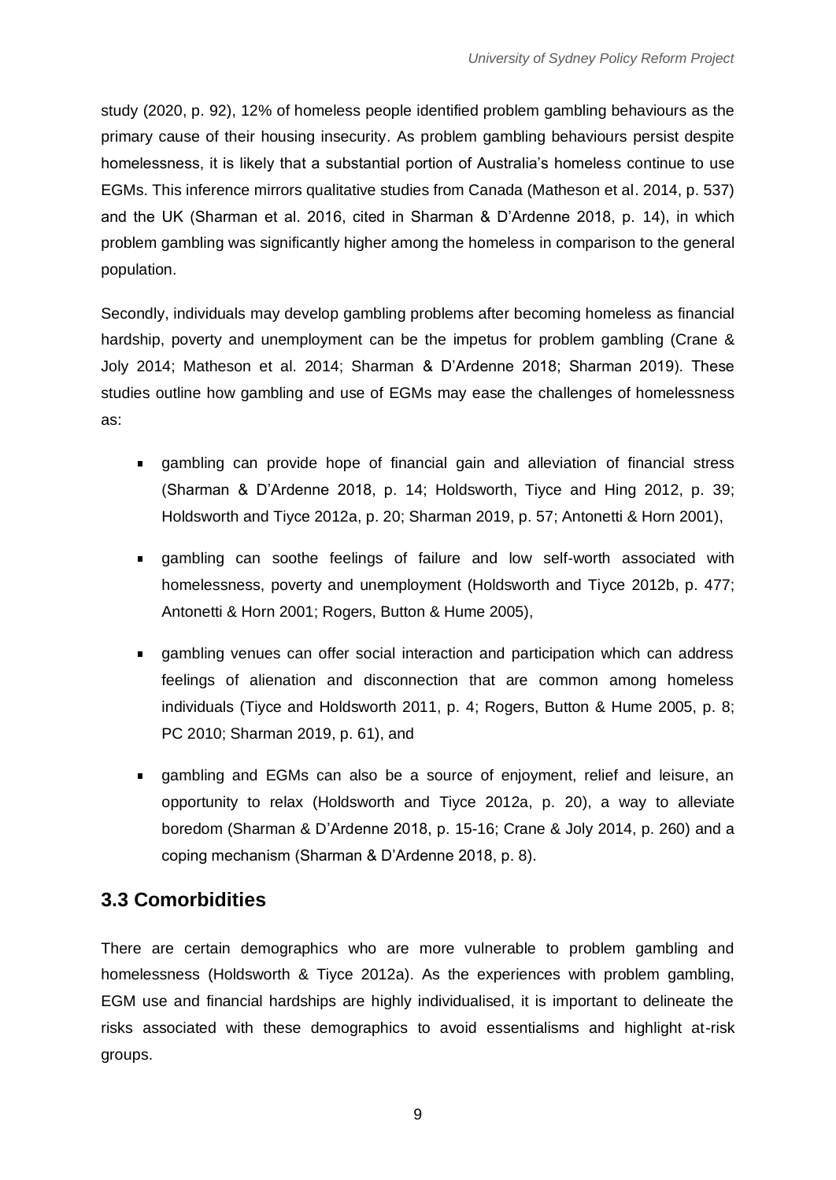study (2020, p. 92), 12% of homeless people identified problem gambling behaviours as the primary cause of their housing insecurity. As problem gambling behaviours persist despite homelessness, it is likely that a substantial portion of Australia's homeless continue to use EGMs. This inference mirrors qualitative studies from Canada (Matheson et al. 2014, p. 537) and the UK (Sharman et al. 2016, cited in Sharman & D'Ardenne 2018, p. 14), in which problem gambling was significantly higher among the homeless in comparison to the general population.

Secondly, individuals may develop gambling problems after becoming homeless as financial hardship, poverty and unemployment can be the impetus for problem gambling (Crane & Joly 2014; Matheson et al. 2014; Sharman & D'Ardenne 2018; Sharman 2019). These studies outline how gambling and use of EGMs may ease the challenges of homelessness as:

- gambling can provide hope of financial gain and alleviation of financial stress (Sharman & D'Ardenne 2018, p. 14; Holdsworth, Tiyce and Hing 2012, p. 39; Holdsworth and Tiyce 2012a, p. 20; Sharman 2019, p. 57; Antonetti & Horn 2001),
- gambling can soothe feelings of failure and low self-worth associated with homelessness, poverty and unemployment (Holdsworth and Tiyce 2012b, p. 477; Antonetti & Horn 2001; Rogers, Button & Hume 2005),
- gambling venues can offer social interaction and participation which can address feelings of alienation and disconnection that are common among homeless individuals (Tiyce and Holdsworth 2011, p. 4; Rogers, Button & Hume 2005, p. 8; PC 2010; Sharman 2019, p. 61), and
- gambling and EGMs can also be a source of enjoyment, relief and leisure, an opportunity to relax (Holdsworth and Tiyce 2012a, p. 20), a way to alleviate boredom (Sharman & D'Ardenne 2018, p. 15-16; Crane & Joly 2014, p. 260) and a coping mechanism (Sharman & D'Ardenne 2018, p. 8).

## 3.3 Comorbidities

There are certain demographics who are more vulnerable to problem gambling and homelessness (Holdsworth & Tiyce 2012a). As the experiences with problem gambling, EGM use and financial hardships are highly individualised, it is important to delineate the risks associated with these demographics to avoid essentialisms and highlight at-risk groups.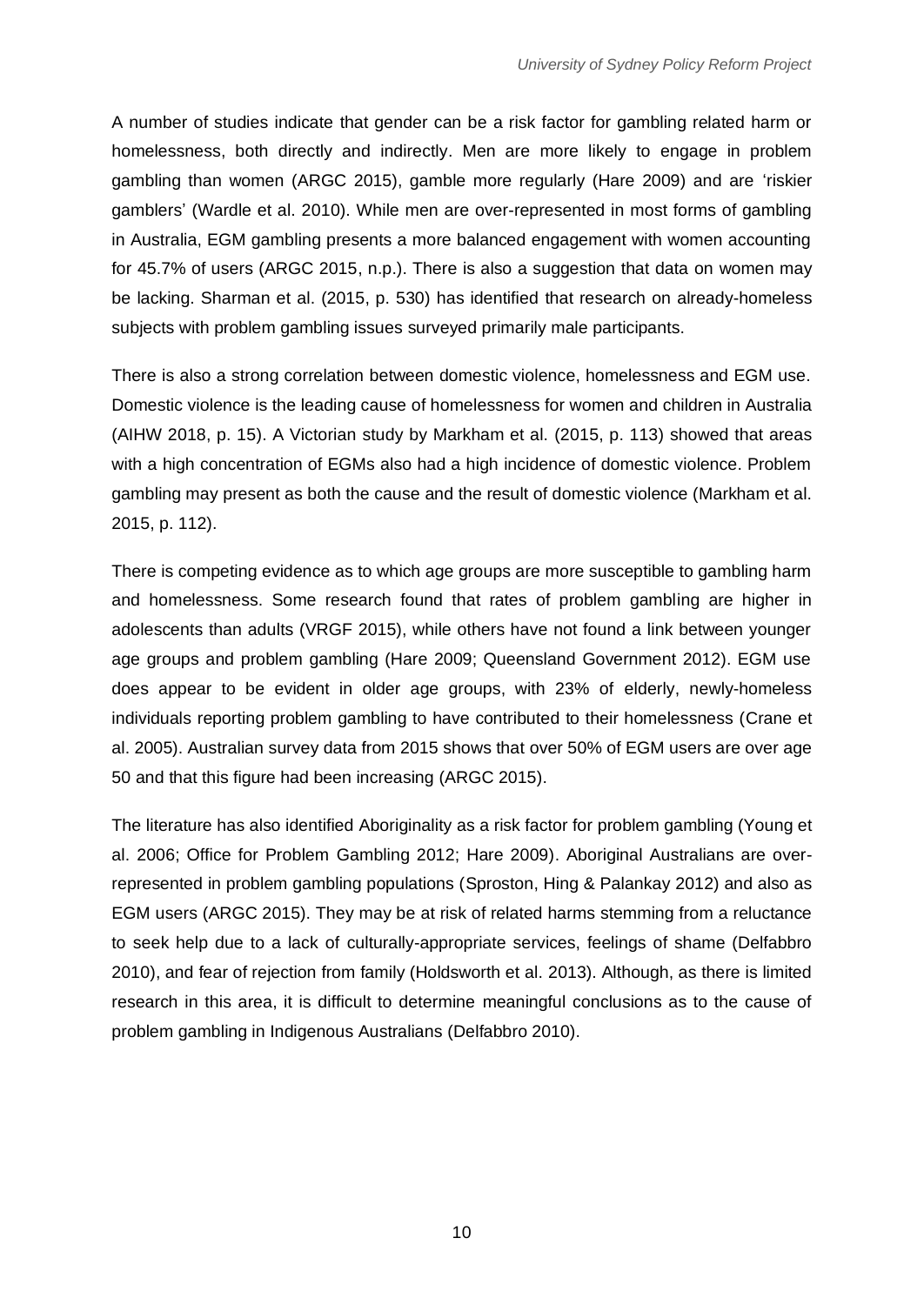A number of studies indicate that gender can be a risk factor for gambling related harm or homelessness, both directly and indirectly. Men are more likely to engage in problem gambling than women (ARGC 2015), gamble more regularly (Hare 2009) and are 'riskier gamblers' (Wardle et al. 2010). While men are over-represented in most forms of gambling in Australia, EGM gambling presents a more balanced engagement with women accounting for 45.7% of users (ARGC 2015, n.p.). There is also a suggestion that data on women may be lacking. Sharman et al. (2015, p. 530) has identified that research on already-homeless subjects with problem gambling issues surveyed primarily male participants.

There is also a strong correlation between domestic violence, homelessness and EGM use. Domestic violence is the leading cause of homelessness for women and children in Australia (AIHW 2018, p. 15). A Victorian study by Markham et al. (2015, p. 113) showed that areas with a high concentration of EGMs also had a high incidence of domestic violence. Problem gambling may present as both the cause and the result of domestic violence (Markham et al. 2015, p. 112).

There is competing evidence as to which age groups are more susceptible to gambling harm and homelessness. Some research found that rates of problem gambling are higher in adolescents than adults (VRGF 2015), while others have not found a link between younger age groups and problem gambling (Hare 2009; Queensland Government 2012). EGM use does appear to be evident in older age groups, with 23% of elderly, newly-homeless individuals reporting problem gambling to have contributed to their homelessness (Crane et al. 2005). Australian survey data from 2015 shows that over 50% of EGM users are over age 50 and that this figure had been increasing (ARGC 2015).

The literature has also identified Aboriginality as a risk factor for problem gambling (Young et al. 2006; Office for Problem Gambling 2012; Hare 2009). Aboriginal Australians are over-represented in problem gambling populations (Sproston, Hing & Palankay 2012) and also as EGM users (ARGC 2015). They may be at risk of related harms stemming from a reluctance to seek help due to a lack of culturally-appropriate services, feelings of shame (Delfabbro 2010), and fear of rejection from family (Holdsworth et al. 2013). Although, as there is limited research in this area, it is difficult to determine meaningful conclusions as to the cause of problem gambling in Indigenous Australians (Delfabbro 2010).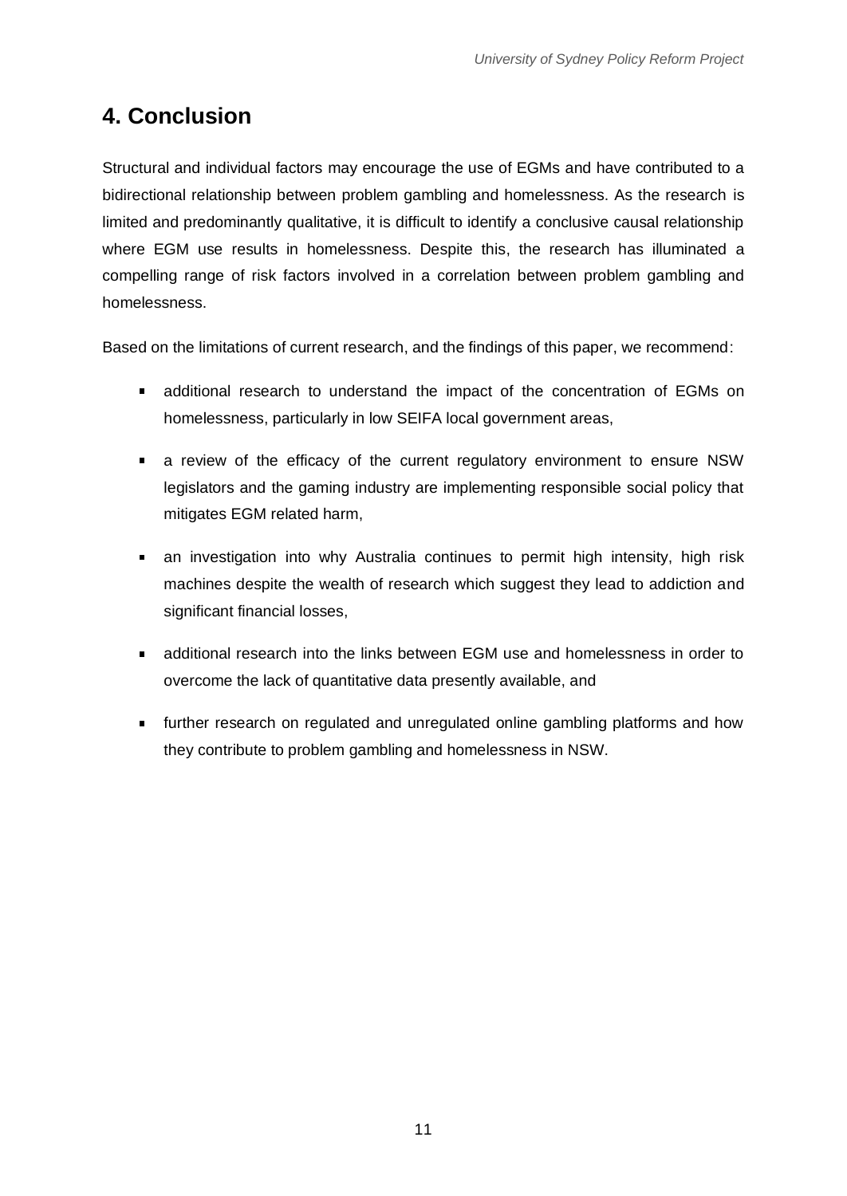## 4. Conclusion

Structural and individual factors may encourage the use of EGMs and have contributed to a bidirectional relationship between problem gambling and homelessness. As the research is limited and predominantly qualitative, it is difficult to identify a conclusive causal relationship where EGM use results in homelessness. Despite this, the research has illuminated a compelling range of risk factors involved in a correlation between problem gambling and homelessness.

Based on the limitations of current research, and the findings of this paper, we recommend:

- additional research to understand the impact of the concentration of EGMs on homelessness, particularly in low SEIFA local government areas,
- a review of the efficacy of the current regulatory environment to ensure NSW legislators and the gaming industry are implementing responsible social policy that mitigates EGM related harm,
- an investigation into why Australia continues to permit high intensity, high risk machines despite the wealth of research which suggest they lead to addiction and significant financial losses,
- additional research into the links between EGM use and homelessness in order to overcome the lack of quantitative data presently available, and
- further research on regulated and unregulated online gambling platforms and how they contribute to problem gambling and homelessness in NSW.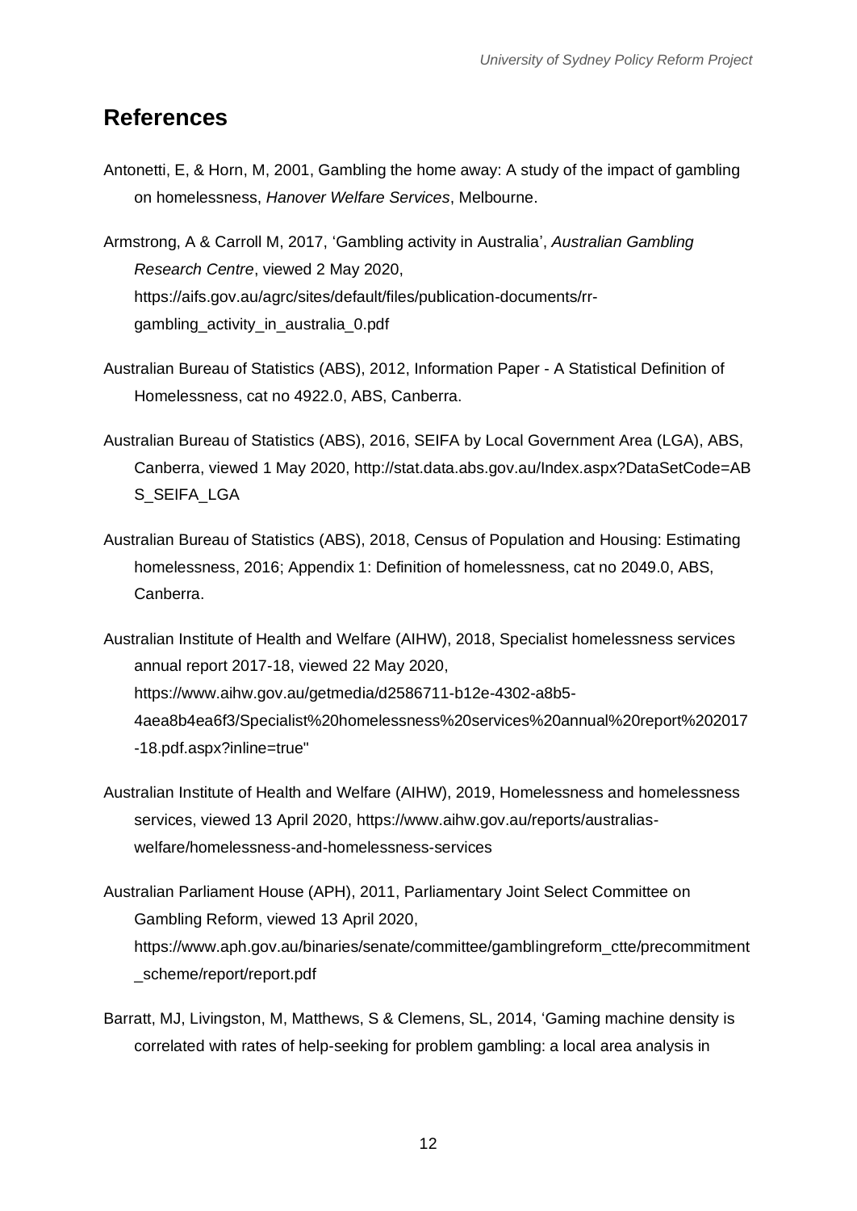## References

Antonetti, E, & Horn, M, 2001, Gambling the home away: A study of the impact of gambling on homelessness, *Hanover Welfare Services*, Melbourne.

Armstrong, A & Carroll M, 2017, 'Gambling activity in Australia', *Australian Gambling Research Centre*, viewed 2 May 2020, https://aifs.gov.au/agrc/sites/default/files/publication-documents/rr-gambling_activity_in_australia_0.pdf

Australian Bureau of Statistics (ABS), 2012, Information Paper - A Statistical Definition of Homelessness, cat no 4922.0, ABS, Canberra.

Australian Bureau of Statistics (ABS), 2016, SEIFA by Local Government Area (LGA), ABS, Canberra, viewed 1 May 2020, http://stat.data.abs.gov.au/Index.aspx?DataSetCode=ABS_SEIFA_LGA

Australian Bureau of Statistics (ABS), 2018, Census of Population and Housing: Estimating homelessness, 2016; Appendix 1: Definition of homelessness, cat no 2049.0, ABS, Canberra.

Australian Institute of Health and Welfare (AIHW), 2018, Specialist homelessness services annual report 2017-18, viewed 22 May 2020, https://www.aihw.gov.au/getmedia/d2586711-b12e-4302-a8b5-4aea8b4ea6f3/Specialist%20homelessness%20services%20annual%20report%202017-18.pdf.aspx?inline=true"

Australian Institute of Health and Welfare (AIHW), 2019, Homelessness and homelessness services, viewed 13 April 2020, https://www.aihw.gov.au/reports/australias-welfare/homelessness-and-homelessness-services

Australian Parliament House (APH), 2011, Parliamentary Joint Select Committee on Gambling Reform, viewed 13 April 2020, https://www.aph.gov.au/binaries/senate/committee/gamblingreform_ctte/precommitment_scheme/report/report.pdf

Barratt, MJ, Livingston, M, Matthews, S & Clemens, SL, 2014, 'Gaming machine density is correlated with rates of help-seeking for problem gambling: a local area analysis in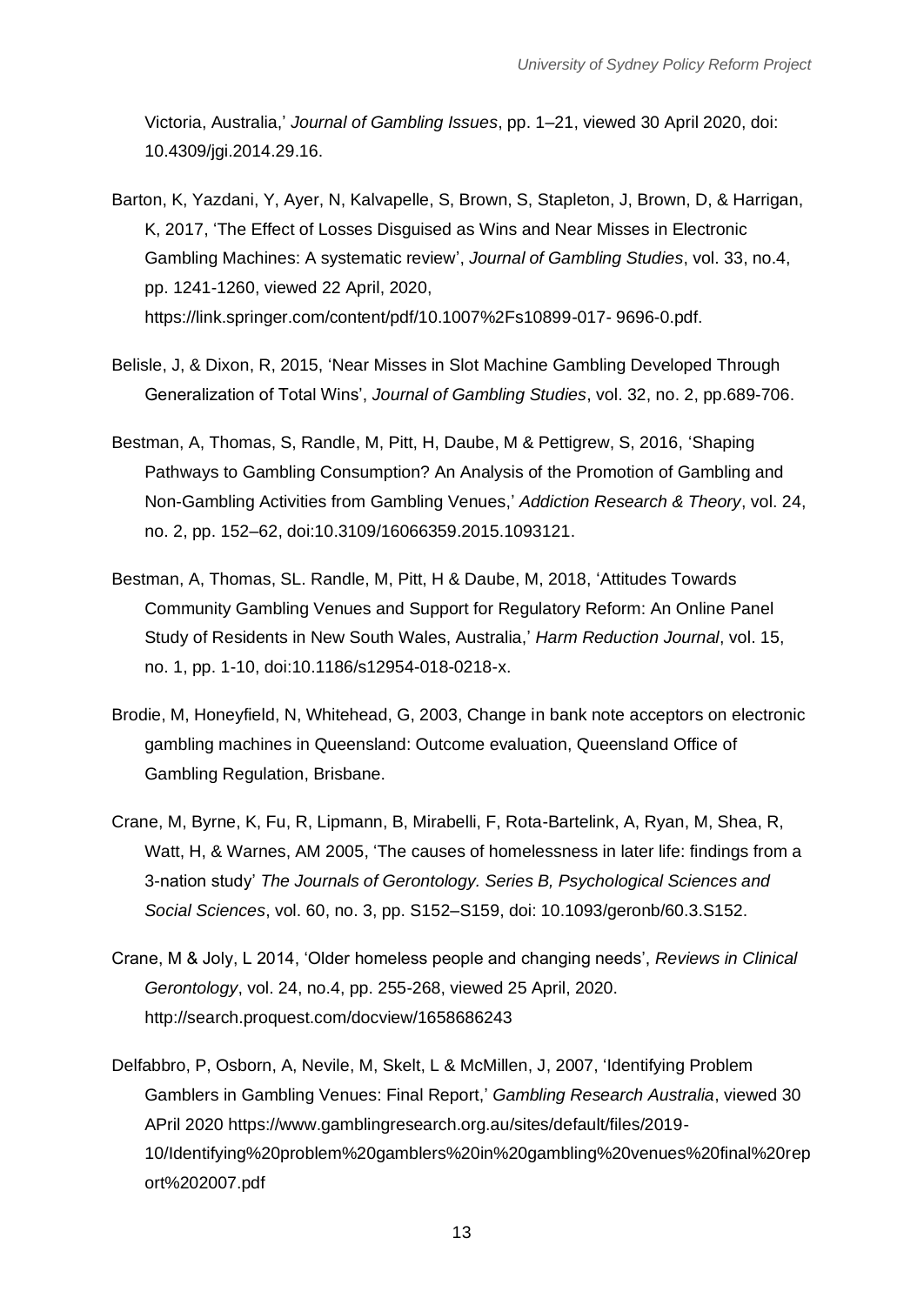Victoria, Australia,' *Journal of Gambling Issues*, pp. 1–21, viewed 30 April 2020, doi: 10.4309/jgi.2014.29.16.

Barton, K, Yazdani, Y, Ayer, N, Kalvapelle, S, Brown, S, Stapleton, J, Brown, D, & Harrigan, K, 2017, 'The Effect of Losses Disguised as Wins and Near Misses in Electronic Gambling Machines: A systematic review', *Journal of Gambling Studies*, vol. 33, no.4, pp. 1241-1260, viewed 22 April, 2020, https://link.springer.com/content/pdf/10.1007%2Fs10899-017- 9696-0.pdf.

Belisle, J, & Dixon, R, 2015, 'Near Misses in Slot Machine Gambling Developed Through Generalization of Total Wins', *Journal of Gambling Studies*, vol. 32, no. 2, pp.689-706.

Bestman, A, Thomas, S, Randle, M, Pitt, H, Daube, M & Pettigrew, S, 2016, 'Shaping Pathways to Gambling Consumption? An Analysis of the Promotion of Gambling and Non-Gambling Activities from Gambling Venues,' *Addiction Research & Theory*, vol. 24, no. 2, pp. 152–62, doi:10.3109/16066359.2015.1093121.

Bestman, A, Thomas, SL. Randle, M, Pitt, H & Daube, M, 2018, 'Attitudes Towards Community Gambling Venues and Support for Regulatory Reform: An Online Panel Study of Residents in New South Wales, Australia,' *Harm Reduction Journal*, vol. 15, no. 1, pp. 1-10, doi:10.1186/s12954-018-0218-x.

Brodie, M, Honeyfield, N, Whitehead, G, 2003, Change in bank note acceptors on electronic gambling machines in Queensland: Outcome evaluation, Queensland Office of Gambling Regulation, Brisbane.

Crane, M, Byrne, K, Fu, R, Lipmann, B, Mirabelli, F, Rota-Bartelink, A, Ryan, M, Shea, R, Watt, H, & Warnes, AM 2005, 'The causes of homelessness in later life: findings from a 3-nation study' *The Journals of Gerontology. Series B, Psychological Sciences and Social Sciences*, vol. 60, no. 3, pp. S152–S159, doi: 10.1093/geronb/60.3.S152.

Crane, M & Joly, L 2014, 'Older homeless people and changing needs', *Reviews in Clinical Gerontology*, vol. 24, no.4, pp. 255-268, viewed 25 April, 2020. http://search.proquest.com/docview/1658686243

Delfabbro, P, Osborn, A, Nevile, M, Skelt, L & McMillen, J, 2007, 'Identifying Problem Gamblers in Gambling Venues: Final Report,' *Gambling Research Australia*, viewed 30 APril 2020 https://www.gamblingresearch.org.au/sites/default/files/2019-10/Identifying%20problem%20gamblers%20in%20gambling%20venues%20final%20report%202007.pdf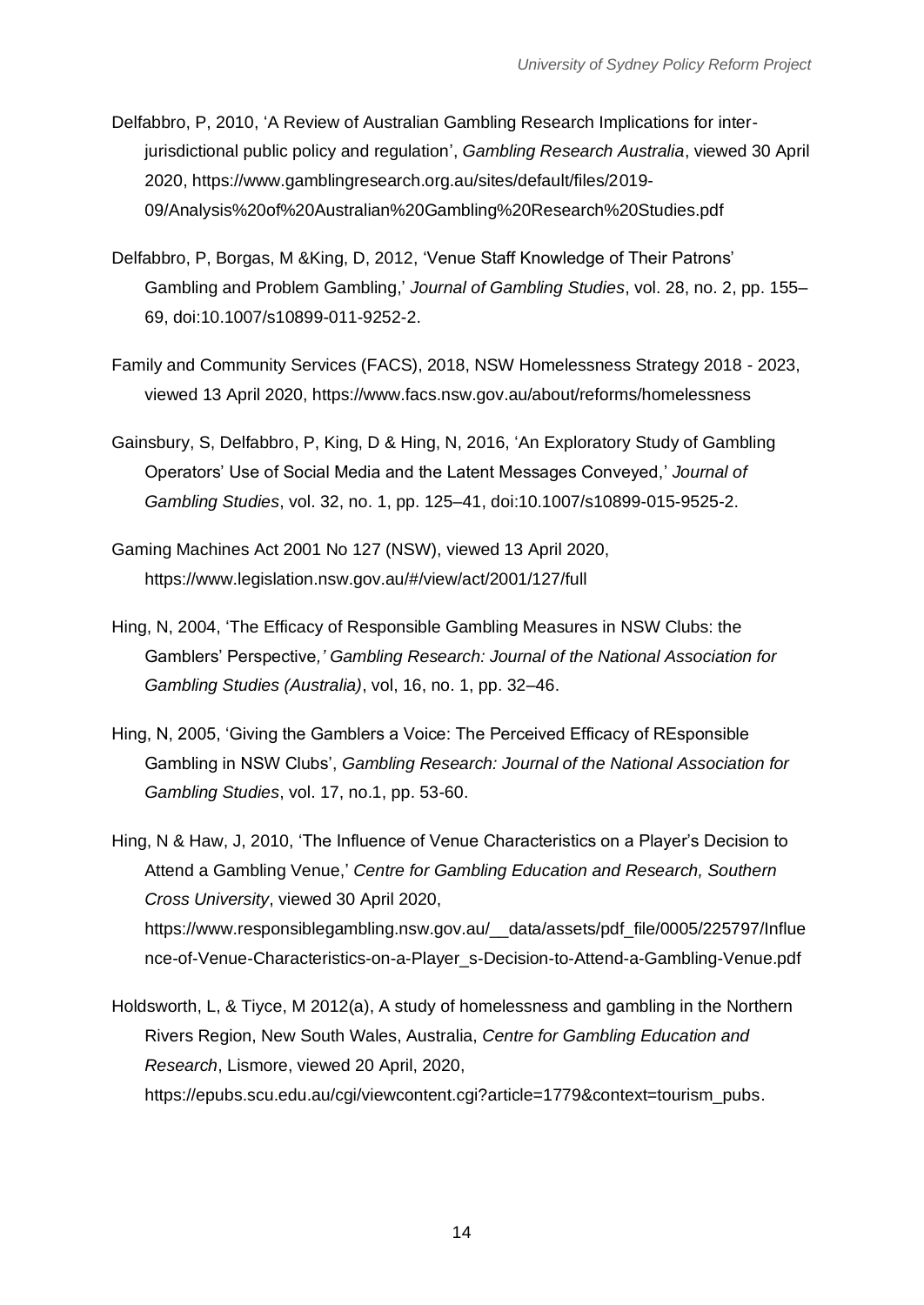Delfabbro, P, 2010, 'A Review of Australian Gambling Research Implications for inter-jurisdictional public policy and regulation', *Gambling Research Australia*, viewed 30 April 2020, https://www.gamblingresearch.org.au/sites/default/files/2019-09/Analysis%20of%20Australian%20Gambling%20Research%20Studies.pdf

Delfabbro, P, Borgas, M &King, D, 2012, 'Venue Staff Knowledge of Their Patrons' Gambling and Problem Gambling,' *Journal of Gambling Studies*, vol. 28, no. 2, pp. 155–69, doi:10.1007/s10899-011-9252-2.

Family and Community Services (FACS), 2018, NSW Homelessness Strategy 2018 - 2023, viewed 13 April 2020, https://www.facs.nsw.gov.au/about/reforms/homelessness

Gainsbury, S, Delfabbro, P, King, D & Hing, N, 2016, 'An Exploratory Study of Gambling Operators' Use of Social Media and the Latent Messages Conveyed,' *Journal of Gambling Studies*, vol. 32, no. 1, pp. 125–41, doi:10.1007/s10899-015-9525-2.

Gaming Machines Act 2001 No 127 (NSW), viewed 13 April 2020, https://www.legislation.nsw.gov.au/#/view/act/2001/127/full

Hing, N, 2004, 'The Efficacy of Responsible Gambling Measures in NSW Clubs: the Gamblers' Perspective*,' Gambling Research: Journal of the National Association for Gambling Studies (Australia)*, vol, 16, no. 1, pp. 32–46.

Hing, N, 2005, 'Giving the Gamblers a Voice: The Perceived Efficacy of REsponsible Gambling in NSW Clubs', *Gambling Research: Journal of the National Association for Gambling Studies*, vol. 17, no.1, pp. 53-60.

Hing, N & Haw, J, 2010, 'The Influence of Venue Characteristics on a Player's Decision to Attend a Gambling Venue,' *Centre for Gambling Education and Research, Southern Cross University*, viewed 30 April 2020, https://www.responsiblegambling.nsw.gov.au/__data/assets/pdf_file/0005/225797/Influence-of-Venue-Characteristics-on-a-Player_s-Decision-to-Attend-a-Gambling-Venue.pdf

Holdsworth, L, & Tiyce, M 2012(a), A study of homelessness and gambling in the Northern Rivers Region, New South Wales, Australia, *Centre for Gambling Education and Research*, Lismore, viewed 20 April, 2020, https://epubs.scu.edu.au/cgi/viewcontent.cgi?article=1779&context=tourism_pubs.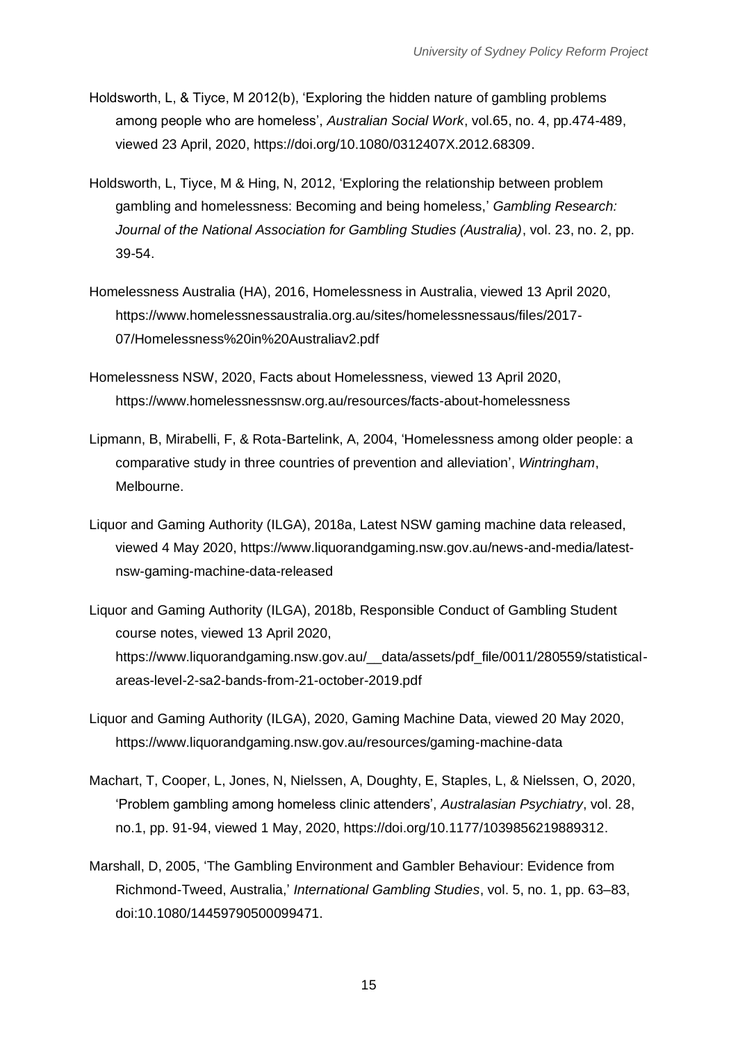Holdsworth, L, & Tiyce, M 2012(b), 'Exploring the hidden nature of gambling problems among people who are homeless', *Australian Social Work*, vol.65, no. 4, pp.474-489, viewed 23 April, 2020, https://doi.org/10.1080/0312407X.2012.68309.

Holdsworth, L, Tiyce, M & Hing, N, 2012, 'Exploring the relationship between problem gambling and homelessness: Becoming and being homeless,' *Gambling Research: Journal of the National Association for Gambling Studies (Australia)*, vol. 23, no. 2, pp. 39-54.

Homelessness Australia (HA), 2016, Homelessness in Australia, viewed 13 April 2020, https://www.homelessnessaustralia.org.au/sites/homelessnessaus/files/2017-07/Homelessness%20in%20Australiav2.pdf

Homelessness NSW, 2020, Facts about Homelessness, viewed 13 April 2020, https://www.homelessnessnsw.org.au/resources/facts-about-homelessness

Lipmann, B, Mirabelli, F, & Rota-Bartelink, A, 2004, 'Homelessness among older people: a comparative study in three countries of prevention and alleviation', *Wintringham*, Melbourne.

Liquor and Gaming Authority (ILGA), 2018a, Latest NSW gaming machine data released, viewed 4 May 2020, https://www.liquorandgaming.nsw.gov.au/news-and-media/latest-nsw-gaming-machine-data-released

Liquor and Gaming Authority (ILGA), 2018b, Responsible Conduct of Gambling Student course notes, viewed 13 April 2020, https://www.liquorandgaming.nsw.gov.au/__data/assets/pdf_file/0011/280559/statistical-areas-level-2-sa2-bands-from-21-october-2019.pdf

Liquor and Gaming Authority (ILGA), 2020, Gaming Machine Data, viewed 20 May 2020, https://www.liquorandgaming.nsw.gov.au/resources/gaming-machine-data

Machart, T, Cooper, L, Jones, N, Nielssen, A, Doughty, E, Staples, L, & Nielssen, O, 2020, 'Problem gambling among homeless clinic attenders', *Australasian Psychiatry*, vol. 28, no.1, pp. 91-94, viewed 1 May, 2020, https://doi.org/10.1177/1039856219889312.

Marshall, D, 2005, 'The Gambling Environment and Gambler Behaviour: Evidence from Richmond-Tweed, Australia,' *International Gambling Studies*, vol. 5, no. 1, pp. 63–83, doi:10.1080/14459790500099471.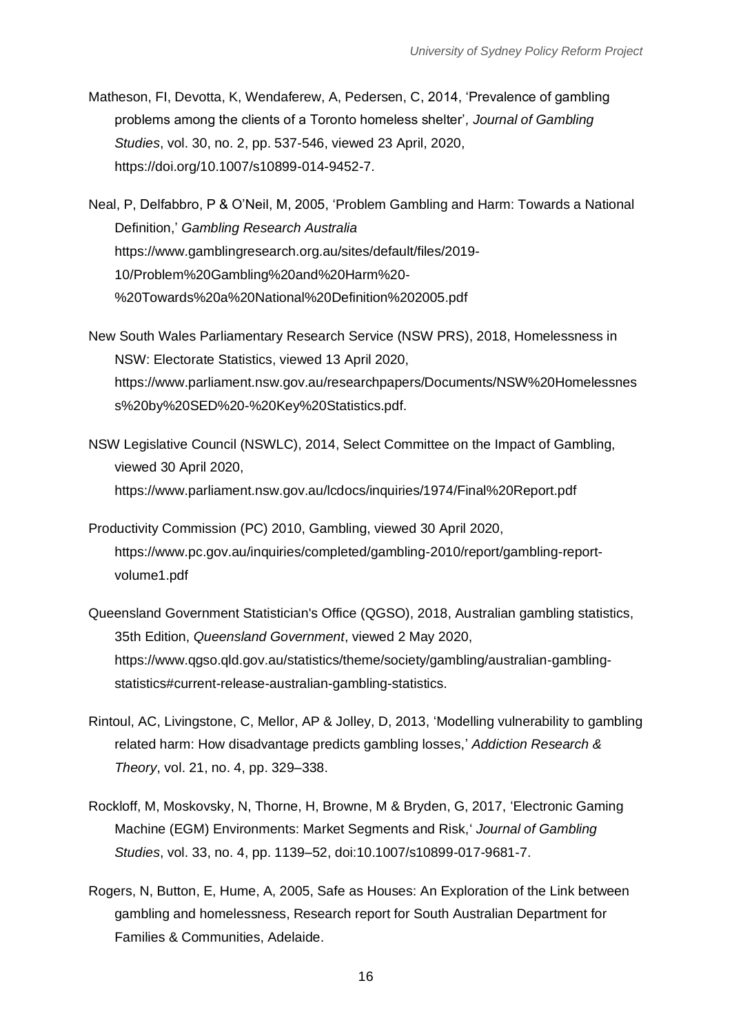Matheson, FI, Devotta, K, Wendaferew, A, Pedersen, C, 2014, 'Prevalence of gambling problems among the clients of a Toronto homeless shelter', *Journal of Gambling Studies*, vol. 30, no. 2, pp. 537-546, viewed 23 April, 2020, https://doi.org/10.1007/s10899-014-9452-7.

Neal, P, Delfabbro, P & O'Neil, M, 2005, 'Problem Gambling and Harm: Towards a National Definition,' *Gambling Research Australia* https://www.gamblingresearch.org.au/sites/default/files/2019-10/Problem%20Gambling%20and%20Harm%20-%20Towards%20a%20National%20Definition%202005.pdf

New South Wales Parliamentary Research Service (NSW PRS), 2018, Homelessness in NSW: Electorate Statistics, viewed 13 April 2020, https://www.parliament.nsw.gov.au/researchpapers/Documents/NSW%20Homelessness%20by%20SED%20-%20Key%20Statistics.pdf.

NSW Legislative Council (NSWLC), 2014, Select Committee on the Impact of Gambling, viewed 30 April 2020, https://www.parliament.nsw.gov.au/lcdocs/inquiries/1974/Final%20Report.pdf

Productivity Commission (PC) 2010, Gambling, viewed 30 April 2020, https://www.pc.gov.au/inquiries/completed/gambling-2010/report/gambling-report-volume1.pdf

Queensland Government Statistician's Office (QGSO), 2018, Australian gambling statistics, 35th Edition, *Queensland Government*, viewed 2 May 2020, https://www.qgso.qld.gov.au/statistics/theme/society/gambling/australian-gambling-statistics#current-release-australian-gambling-statistics.

Rintoul, AC, Livingstone, C, Mellor, AP & Jolley, D, 2013, 'Modelling vulnerability to gambling related harm: How disadvantage predicts gambling losses,' *Addiction Research & Theory*, vol. 21, no. 4, pp. 329–338.

Rockloff, M, Moskovsky, N, Thorne, H, Browne, M & Bryden, G, 2017, 'Electronic Gaming Machine (EGM) Environments: Market Segments and Risk,' *Journal of Gambling Studies*, vol. 33, no. 4, pp. 1139–52, doi:10.1007/s10899-017-9681-7.

Rogers, N, Button, E, Hume, A, 2005, Safe as Houses: An Exploration of the Link between gambling and homelessness, Research report for South Australian Department for Families & Communities, Adelaide.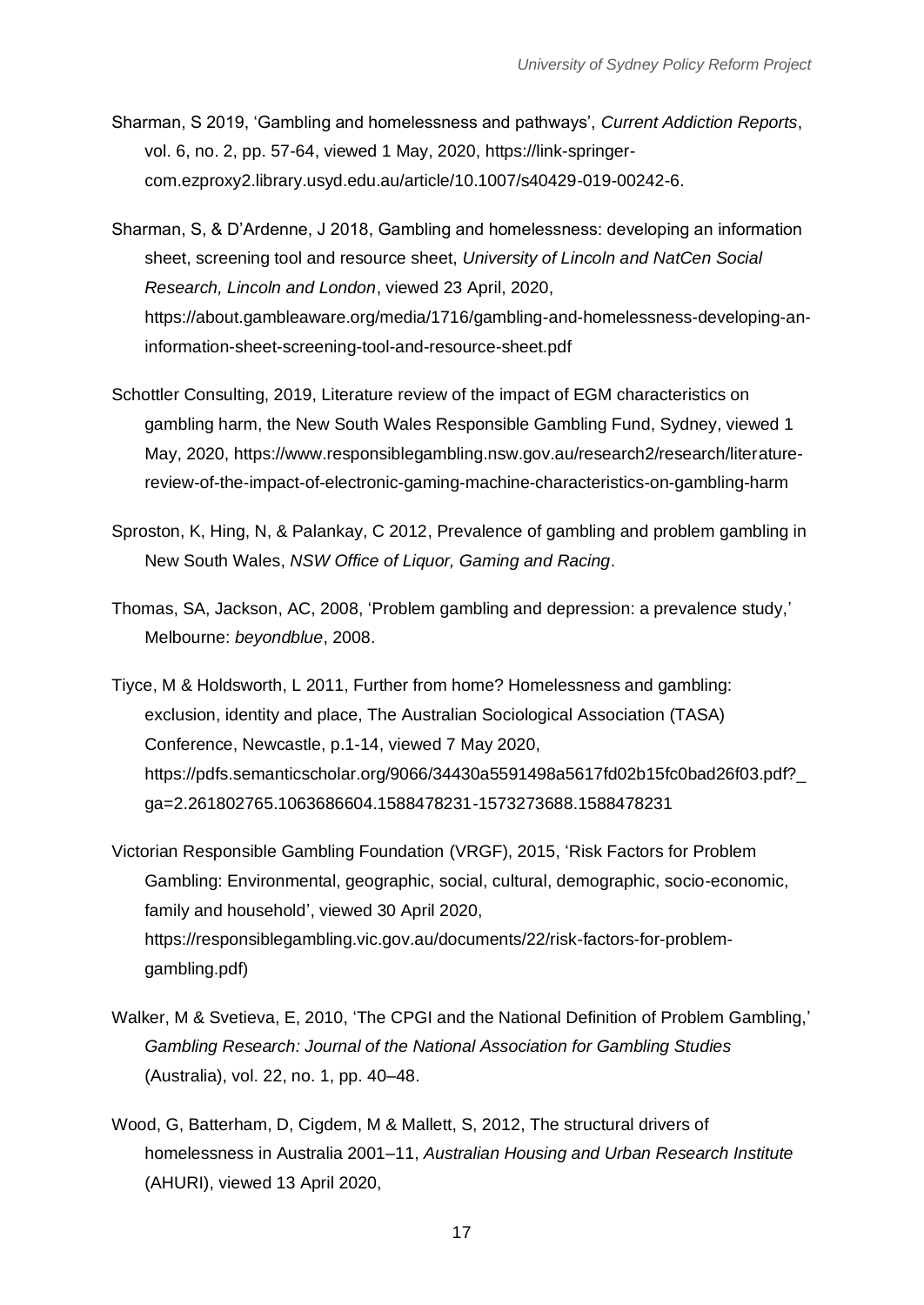Sharman, S 2019, 'Gambling and homelessness and pathways', *Current Addiction Reports*, vol. 6, no. 2, pp. 57-64, viewed 1 May, 2020, https://link-springer-com.ezproxy2.library.usyd.edu.au/article/10.1007/s40429-019-00242-6.

Sharman, S, & D'Ardenne, J 2018, Gambling and homelessness: developing an information sheet, screening tool and resource sheet, *University of Lincoln and NatCen Social Research, Lincoln and London*, viewed 23 April, 2020, https://about.gambleaware.org/media/1716/gambling-and-homelessness-developing-an-information-sheet-screening-tool-and-resource-sheet.pdf

Schottler Consulting, 2019, Literature review of the impact of EGM characteristics on gambling harm, the New South Wales Responsible Gambling Fund, Sydney, viewed 1 May, 2020, https://www.responsiblegambling.nsw.gov.au/research2/research/literature-review-of-the-impact-of-electronic-gaming-machine-characteristics-on-gambling-harm

Sproston, K, Hing, N, & Palankay, C 2012, Prevalence of gambling and problem gambling in New South Wales, *NSW Office of Liquor, Gaming and Racing*.

Thomas, SA, Jackson, AC, 2008, 'Problem gambling and depression: a prevalence study,' Melbourne: *beyondblue*, 2008.

Tiyce, M & Holdsworth, L 2011, Further from home? Homelessness and gambling: exclusion, identity and place, The Australian Sociological Association (TASA) Conference, Newcastle, p.1-14, viewed 7 May 2020, https://pdfs.semanticscholar.org/9066/34430a5591498a5617fd02b15fc0bad26f03.pdf?_ga=2.261802765.1063686604.1588478231-1573273688.1588478231

Victorian Responsible Gambling Foundation (VRGF), 2015, 'Risk Factors for Problem Gambling: Environmental, geographic, social, cultural, demographic, socio-economic, family and household', viewed 30 April 2020, https://responsiblegambling.vic.gov.au/documents/22/risk-factors-for-problem-gambling.pdf)

Walker, M & Svetieva, E, 2010, 'The CPGI and the National Definition of Problem Gambling,' *Gambling Research: Journal of the National Association for Gambling Studies* (Australia), vol. 22, no. 1, pp. 40–48.

Wood, G, Batterham, D, Cigdem, M & Mallett, S, 2012, The structural drivers of homelessness in Australia 2001–11, *Australian Housing and Urban Research Institute* (AHURI), viewed 13 April 2020,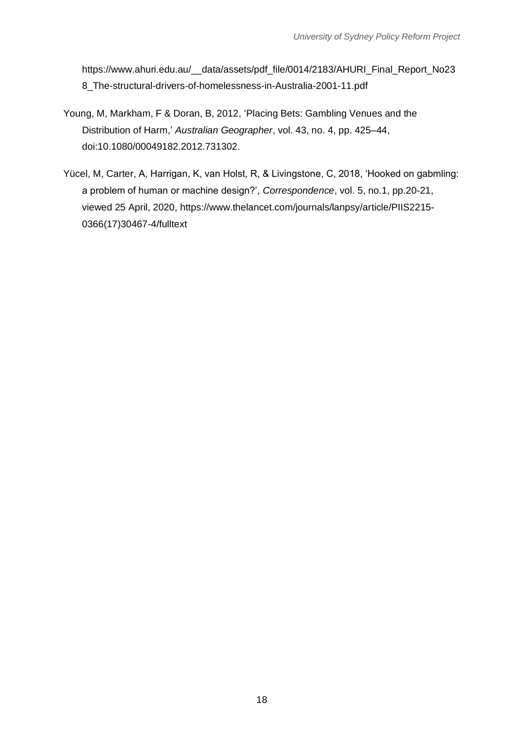https://www.ahuri.edu.au/__data/assets/pdf_file/0014/2183/AHURI_Final_Report_No238_The-structural-drivers-of-homelessness-in-Australia-2001-11.pdf

Young, M, Markham, F & Doran, B, 2012, 'Placing Bets: Gambling Venues and the Distribution of Harm,' *Australian Geographer*, vol. 43, no. 4, pp. 425–44, doi:10.1080/00049182.2012.731302.

Yücel, M, Carter, A, Harrigan, K, van Holst, R, & Livingstone, C, 2018, 'Hooked on gabmling: a problem of human or machine design?', *Correspondence*, vol. 5, no.1, pp.20-21, viewed 25 April, 2020, https://www.thelancet.com/journals/lanpsy/article/PIIS2215-0366(17)30467-4/fulltext